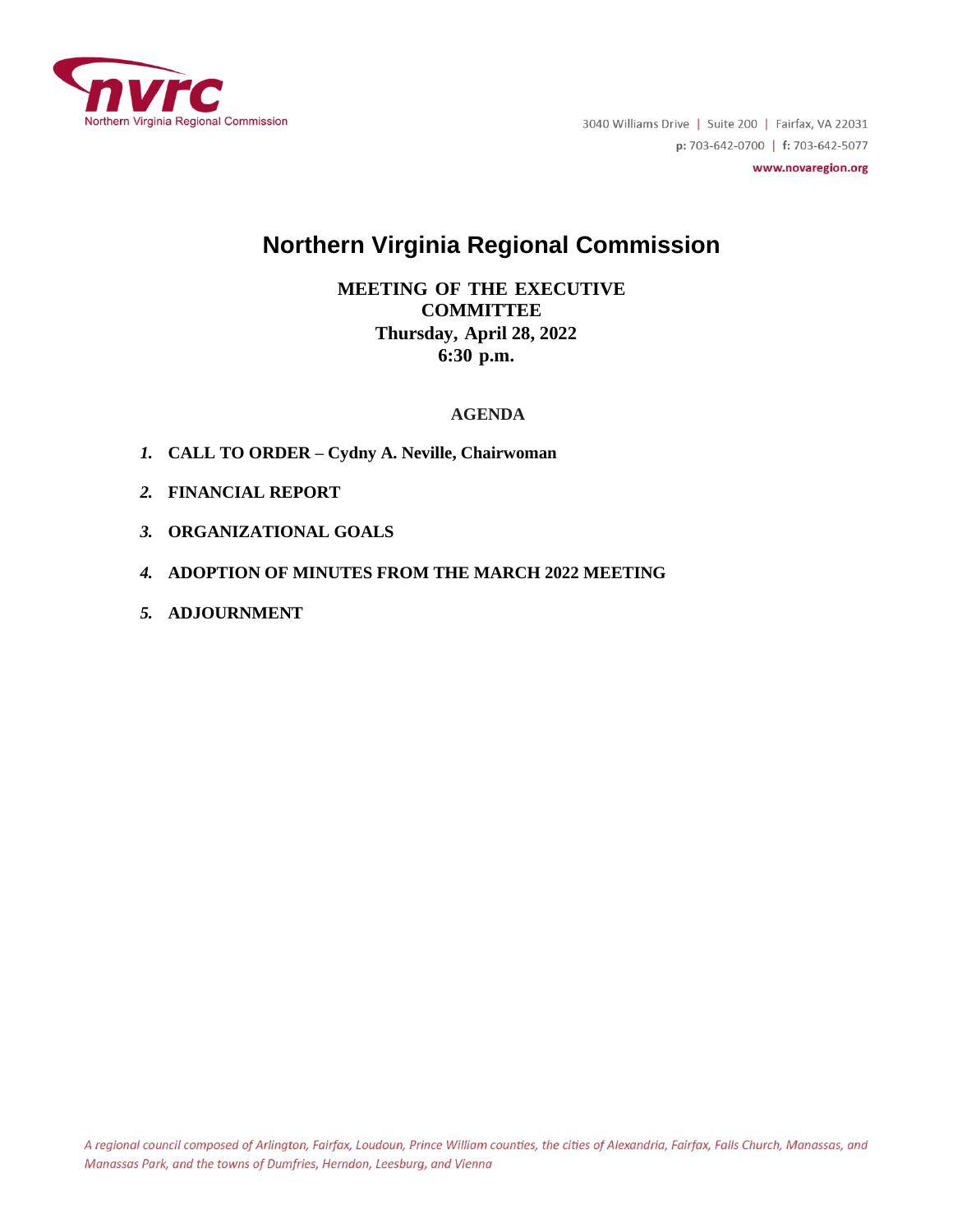nvrc
Northern Virginia Regional Commission

3040 Williams Drive | Suite 200 | Fairfax, VA 22031
**p:** 703-642-0700 | **f:** 703-642-5077
**www.novaregion.org**

# Northern Virginia Regional Commission

**MEETING OF THE EXECUTIVE COMMITTEE**
**Thursday, April 28, 2022**
**6:30 p.m.**

**AGENDA**

1. **CALL TO ORDER – Cydny A. Neville, Chairwoman**
2. **FINANCIAL REPORT**
3. **ORGANIZATIONAL GOALS**
4. **ADOPTION OF MINUTES FROM THE MARCH 2022 MEETING**
5. **ADJOURNMENT**

*A regional council composed of Arlington, Fairfax, Loudoun, Prince William counties, the cities of Alexandria, Fairfax, Falls Church, Manassas, and Manassas Park, and the towns of Dumfries, Herndon, Leesburg, and Vienna*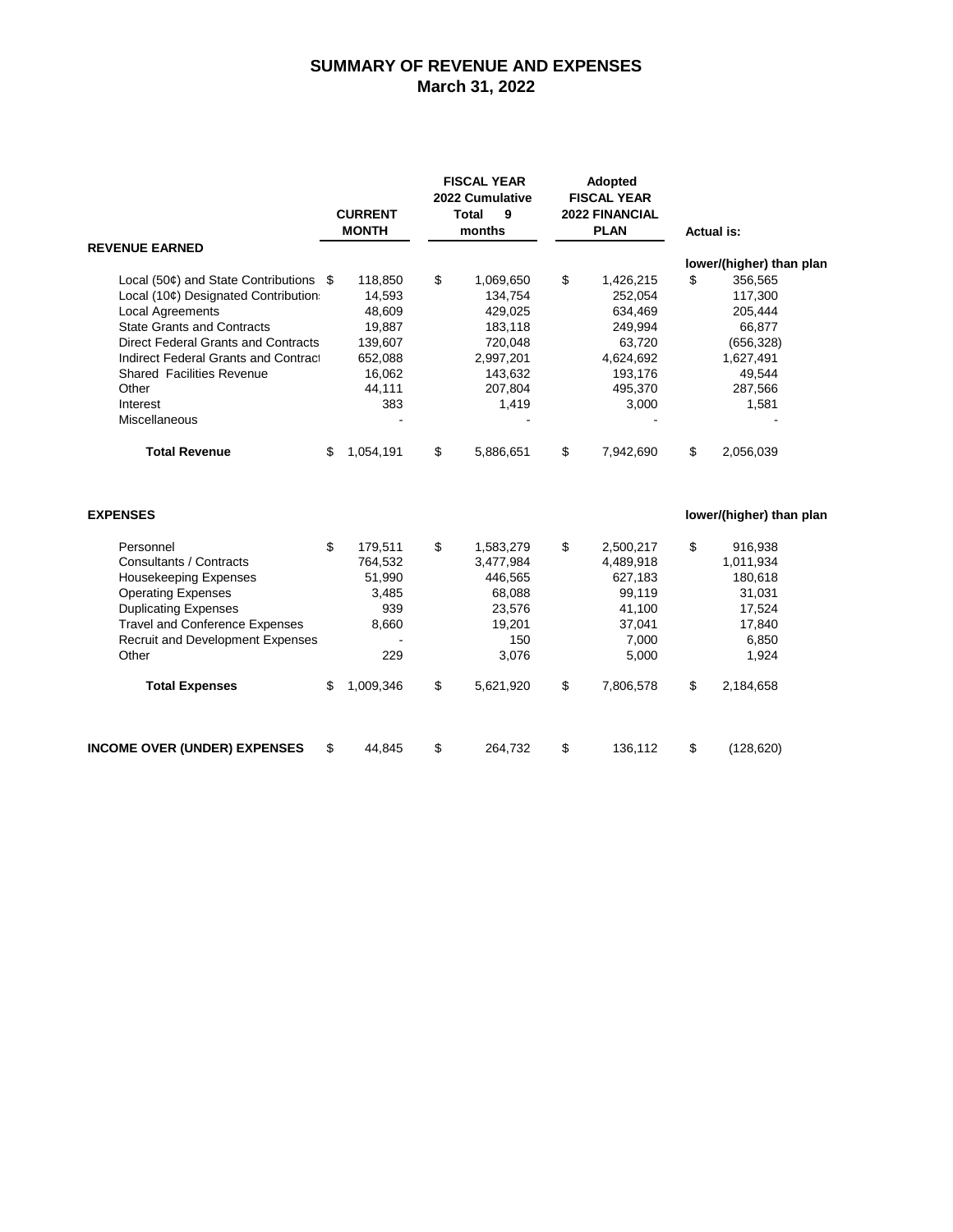# SUMMARY OF REVENUE AND EXPENSES
## March 31, 2022

| | CURRENT MONTH | FISCAL YEAR 2022 Cumulative Total 9 months | Adopted FISCAL YEAR 2022 FINANCIAL PLAN | Actual is: |
|---|---|---|---|---|
| **REVENUE EARNED** | | | | |
| | | | | lower/(higher) than plan |
| Local (50¢) and State Contributions | $ 118,850 | $ 1,069,650 | $ 1,426,215 | $ 356,565 |
| Local (10¢) Designated Contributions | 14,593 | 134,754 | 252,054 | 117,300 |
| Local Agreements | 48,609 | 429,025 | 634,469 | 205,444 |
| State Grants and Contracts | 19,887 | 183,118 | 249,994 | 66,877 |
| Direct Federal Grants and Contracts | 139,607 | 720,048 | 63,720 | (656,328) |
| Indirect Federal Grants and Contracts | 652,088 | 2,997,201 | 4,624,692 | 1,627,491 |
| Shared Facilities Revenue | 16,062 | 143,632 | 193,176 | 49,544 |
| Other | 44,111 | 207,804 | 495,370 | 287,566 |
| Interest | 383 | 1,419 | 3,000 | 1,581 |
| Miscellaneous | - | - | - | - |
| **Total Revenue** | $ 1,054,191 | $ 5,886,651 | $ 7,942,690 | $ 2,056,039 |
| **EXPENSES** | | | | lower/(higher) than plan |
| Personnel | $ 179,511 | $ 1,583,279 | $ 2,500,217 | $ 916,938 |
| Consultants / Contracts | 764,532 | 3,477,984 | 4,489,918 | 1,011,934 |
| Housekeeping Expenses | 51,990 | 446,565 | 627,183 | 180,618 |
| Operating Expenses | 3,485 | 68,088 | 99,119 | 31,031 |
| Duplicating Expenses | 939 | 23,576 | 41,100 | 17,524 |
| Travel and Conference Expenses | 8,660 | 19,201 | 37,041 | 17,840 |
| Recruit and Development Expenses | - | 150 | 7,000 | 6,850 |
| Other | 229 | 3,076 | 5,000 | 1,924 |
| **Total Expenses** | $ 1,009,346 | $ 5,621,920 | $ 7,806,578 | $ 2,184,658 |
| **INCOME OVER (UNDER) EXPENSES** | $ 44,845 | $ 264,732 | $ 136,112 | $ (128,620) |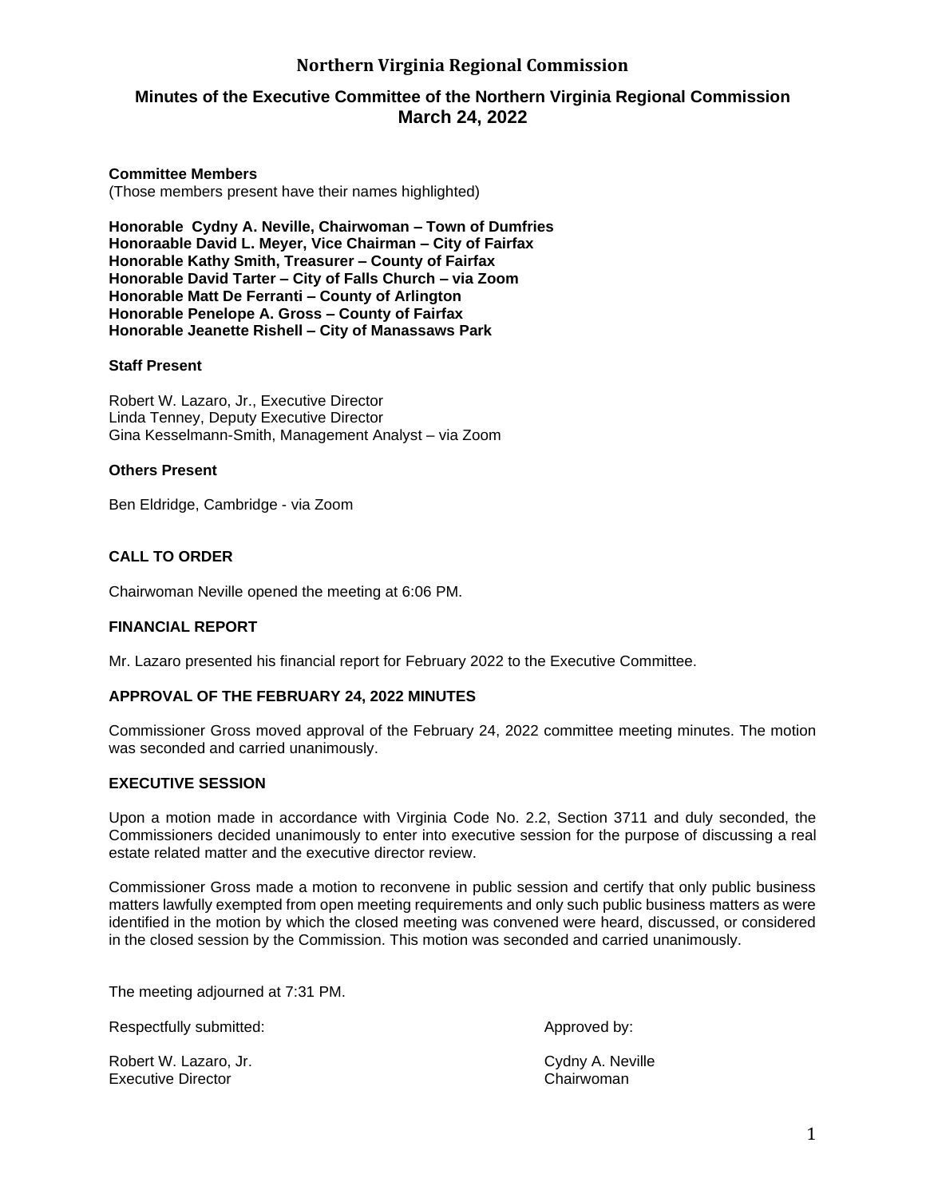# Northern Virginia Regional Commission

## Minutes of the Executive Committee of the Northern Virginia Regional Commission March 24, 2022

**Committee Members**
(Those members present have their names highlighted)

**Honorable Cydny A. Neville, Chairwoman – Town of Dumfries**
**Honoraable David L. Meyer, Vice Chairman – City of Fairfax**
**Honorable Kathy Smith, Treasurer – County of Fairfax**
**Honorable David Tarter – City of Falls Church – via Zoom**
**Honorable Matt De Ferranti – County of Arlington**
**Honorable Penelope A. Gross – County of Fairfax**
**Honorable Jeanette Rishell – City of Manassaws Park**

**Staff Present**

Robert W. Lazaro, Jr., Executive Director
Linda Tenney, Deputy Executive Director
Gina Kesselmann-Smith, Management Analyst – via Zoom

**Others Present**

Ben Eldridge, Cambridge - via Zoom

**CALL TO ORDER**

Chairwoman Neville opened the meeting at 6:06 PM.

**FINANCIAL REPORT**

Mr. Lazaro presented his financial report for February 2022 to the Executive Committee.

**APPROVAL OF THE FEBRUARY 24, 2022 MINUTES**

Commissioner Gross moved approval of the February 24, 2022 committee meeting minutes. The motion was seconded and carried unanimously.

**EXECUTIVE SESSION**

Upon a motion made in accordance with Virginia Code No. 2.2, Section 3711 and duly seconded, the Commissioners decided unanimously to enter into executive session for the purpose of discussing a real estate related matter and the executive director review.

Commissioner Gross made a motion to reconvene in public session and certify that only public business matters lawfully exempted from open meeting requirements and only such public business matters as were identified in the motion by which the closed meeting was convened were heard, discussed, or considered in the closed session by the Commission. This motion was seconded and carried unanimously.

The meeting adjourned at 7:31 PM.

Respectfully submitted:

Robert W. Lazaro, Jr.
Executive Director

Approved by:

Cydny A. Neville
Chairwoman